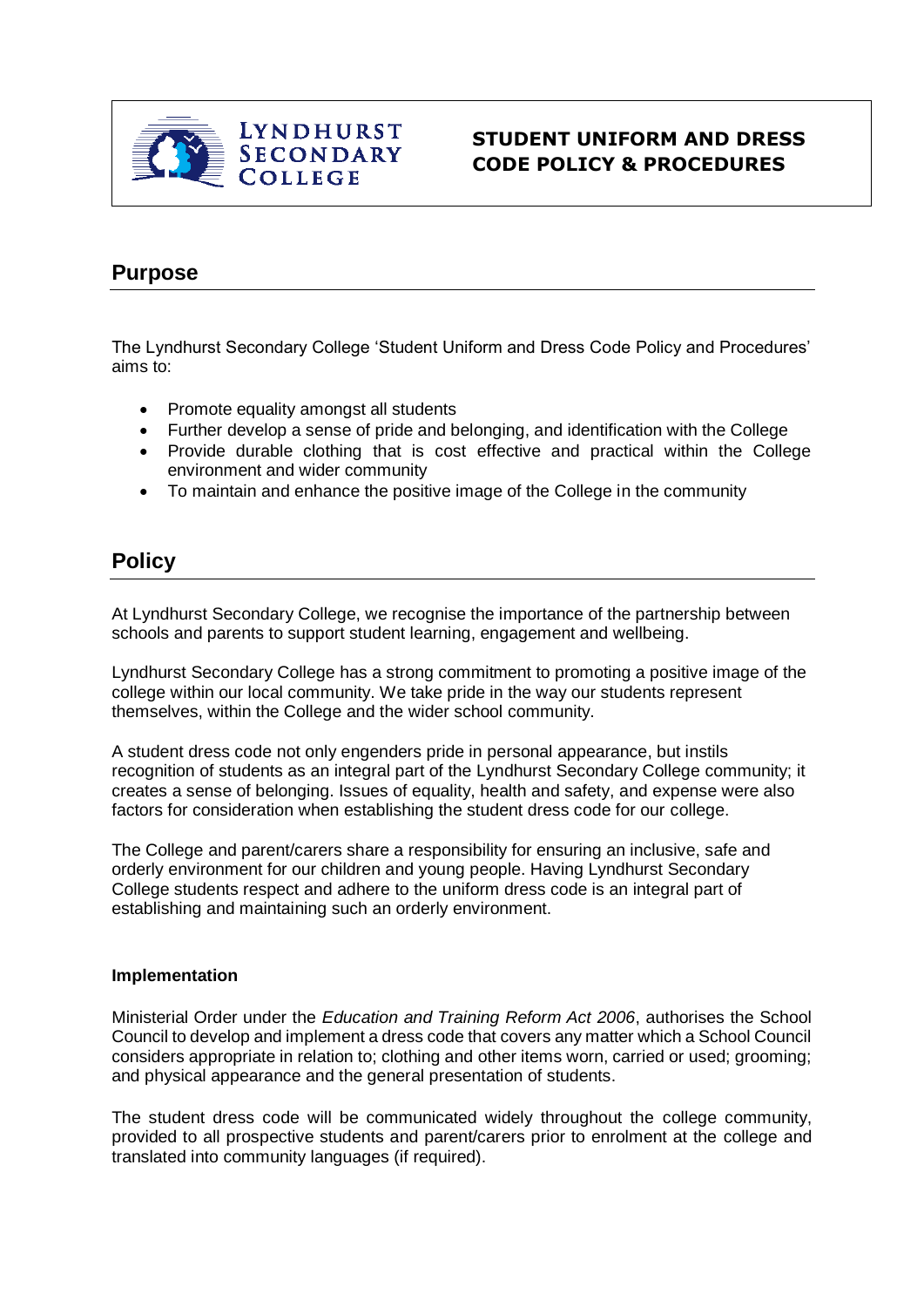LYNDHURST SECONDARY COLLEGE

# STUDENT UNIFORM AND DRESS CODE POLICY & PROCEDURES

## Purpose

The Lyndhurst Secondary College 'Student Uniform and Dress Code Policy and Procedures' aims to:

- Promote equality amongst all students
- Further develop a sense of pride and belonging, and identification with the College
- Provide durable clothing that is cost effective and practical within the College environment and wider community
- To maintain and enhance the positive image of the College in the community

## Policy

At Lyndhurst Secondary College, we recognise the importance of the partnership between schools and parents to support student learning, engagement and wellbeing.

Lyndhurst Secondary College has a strong commitment to promoting a positive image of the college within our local community. We take pride in the way our students represent themselves, within the College and the wider school community.

A student dress code not only engenders pride in personal appearance, but instils recognition of students as an integral part of the Lyndhurst Secondary College community; it creates a sense of belonging. Issues of equality, health and safety, and expense were also factors for consideration when establishing the student dress code for our college.

The College and parent/carers share a responsibility for ensuring an inclusive, safe and orderly environment for our children and young people. Having Lyndhurst Secondary College students respect and adhere to the uniform dress code is an integral part of establishing and maintaining such an orderly environment.

### Implementation

Ministerial Order under the *Education and Training Reform Act 2006*, authorises the School Council to develop and implement a dress code that covers any matter which a School Council considers appropriate in relation to; clothing and other items worn, carried or used; grooming; and physical appearance and the general presentation of students.

The student dress code will be communicated widely throughout the college community, provided to all prospective students and parent/carers prior to enrolment at the college and translated into community languages (if required).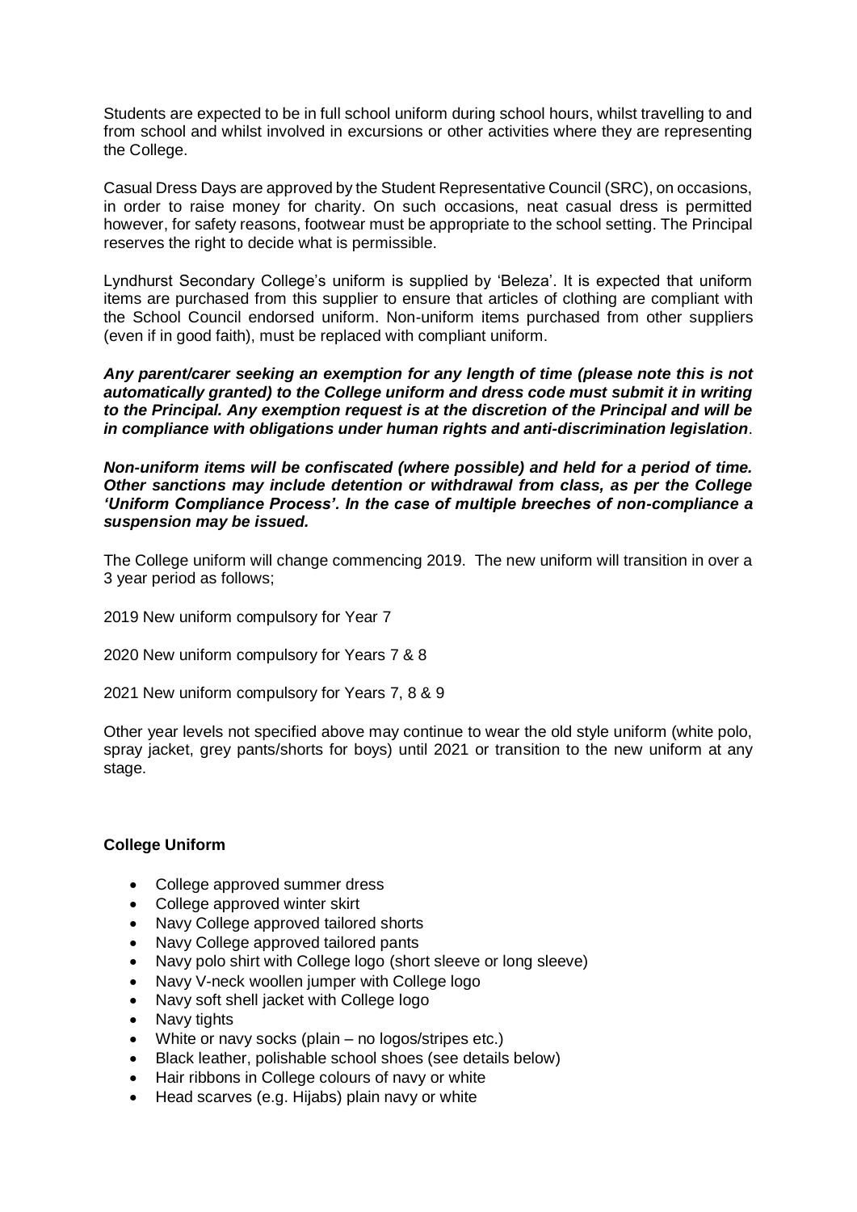Students are expected to be in full school uniform during school hours, whilst travelling to and from school and whilst involved in excursions or other activities where they are representing the College.

Casual Dress Days are approved by the Student Representative Council (SRC), on occasions, in order to raise money for charity. On such occasions, neat casual dress is permitted however, for safety reasons, footwear must be appropriate to the school setting. The Principal reserves the right to decide what is permissible.

Lyndhurst Secondary College's uniform is supplied by 'Beleza'. It is expected that uniform items are purchased from this supplier to ensure that articles of clothing are compliant with the School Council endorsed uniform. Non-uniform items purchased from other suppliers (even if in good faith), must be replaced with compliant uniform.

***Any parent/carer seeking an exemption for any length of time (please note this is not automatically granted) to the College uniform and dress code must submit it in writing to the Principal. Any exemption request is at the discretion of the Principal and will be in compliance with obligations under human rights and anti-discrimination legislation***.

***Non-uniform items will be confiscated (where possible) and held for a period of time. Other sanctions may include detention or withdrawal from class, as per the College 'Uniform Compliance Process'. In the case of multiple breeches of non-compliance a suspension may be issued.***

The College uniform will change commencing 2019. The new uniform will transition in over a 3 year period as follows;

2019 New uniform compulsory for Year 7

2020 New uniform compulsory for Years 7 & 8

2021 New uniform compulsory for Years 7, 8 & 9

Other year levels not specified above may continue to wear the old style uniform (white polo, spray jacket, grey pants/shorts for boys) until 2021 or transition to the new uniform at any stage.

**College Uniform**

- College approved summer dress
- College approved winter skirt
- Navy College approved tailored shorts
- Navy College approved tailored pants
- Navy polo shirt with College logo (short sleeve or long sleeve)
- Navy V-neck woollen jumper with College logo
- Navy soft shell jacket with College logo
- Navy tights
- White or navy socks (plain – no logos/stripes etc.)
- Black leather, polishable school shoes (see details below)
- Hair ribbons in College colours of navy or white
- Head scarves (e.g. Hijabs) plain navy or white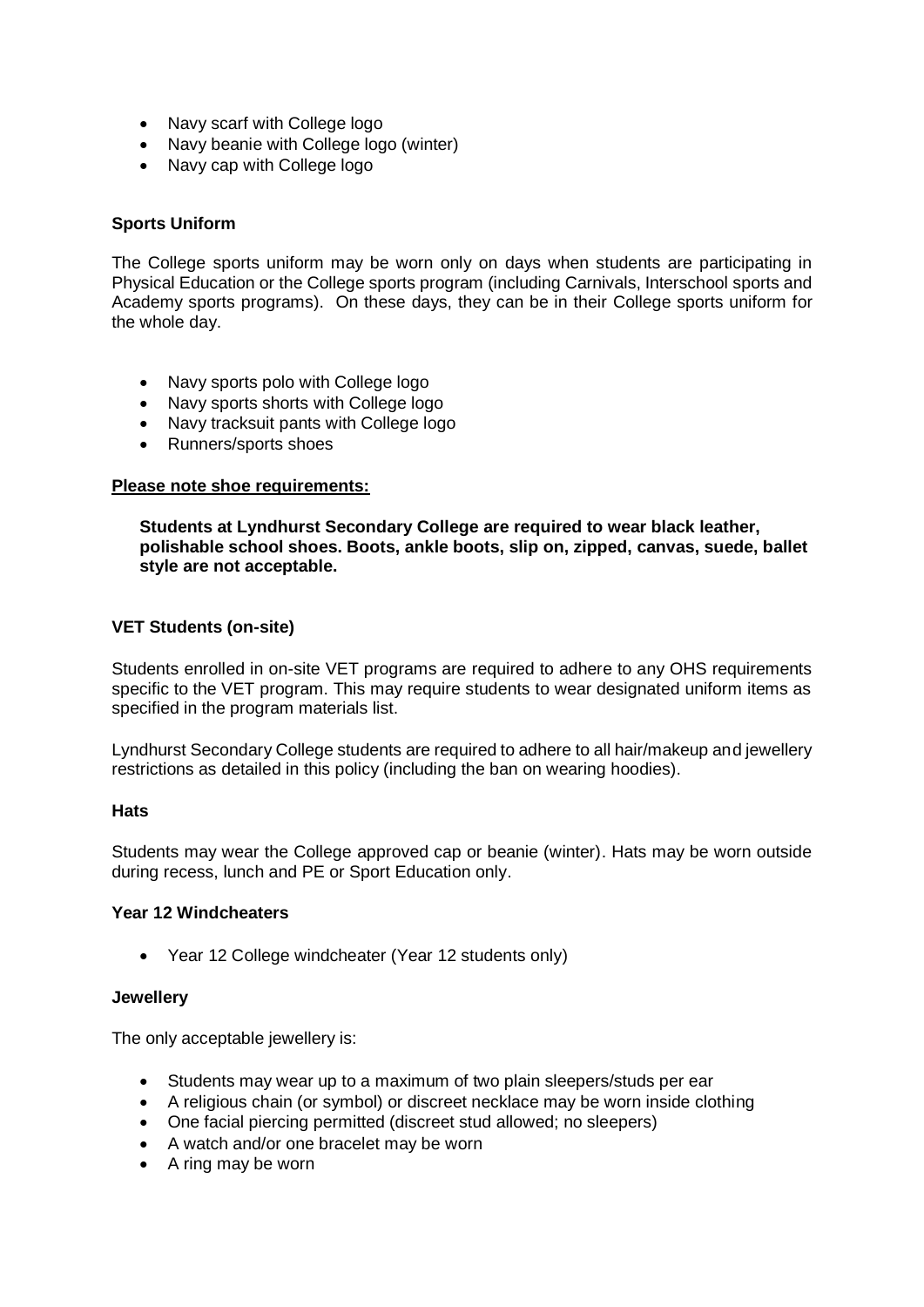- Navy scarf with College logo
- Navy beanie with College logo (winter)
- Navy cap with College logo

### Sports Uniform

The College sports uniform may be worn only on days when students are participating in Physical Education or the College sports program (including Carnivals, Interschool sports and Academy sports programs). On these days, they can be in their College sports uniform for the whole day.

- Navy sports polo with College logo
- Navy sports shorts with College logo
- Navy tracksuit pants with College logo
- Runners/sports shoes

**Please note shoe requirements:**

> **Students at Lyndhurst Secondary College are required to wear black leather, polishable school shoes. Boots, ankle boots, slip on, zipped, canvas, suede, ballet style are not acceptable.**

### VET Students (on-site)

Students enrolled in on-site VET programs are required to adhere to any OHS requirements specific to the VET program. This may require students to wear designated uniform items as specified in the program materials list.

Lyndhurst Secondary College students are required to adhere to all hair/makeup and jewellery restrictions as detailed in this policy (including the ban on wearing hoodies).

### Hats

Students may wear the College approved cap or beanie (winter). Hats may be worn outside during recess, lunch and PE or Sport Education only.

### Year 12 Windcheaters

- Year 12 College windcheater (Year 12 students only)

### Jewellery

The only acceptable jewellery is:

- Students may wear up to a maximum of two plain sleepers/studs per ear
- A religious chain (or symbol) or discreet necklace may be worn inside clothing
- One facial piercing permitted (discreet stud allowed; no sleepers)
- A watch and/or one bracelet may be worn
- A ring may be worn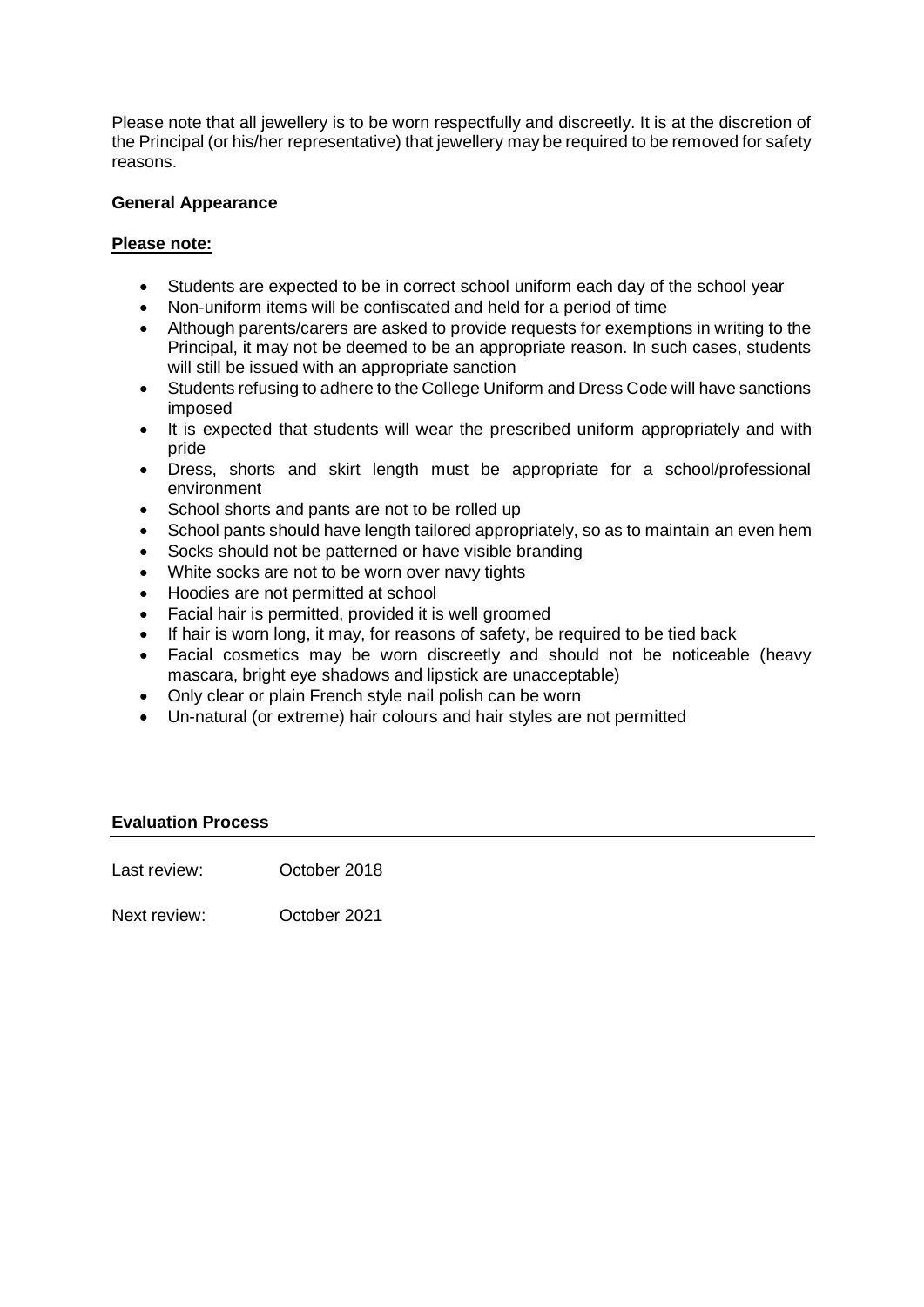Please note that all jewellery is to be worn respectfully and discreetly. It is at the discretion of the Principal (or his/her representative) that jewellery may be required to be removed for safety reasons.

**General Appearance**

**Please note:**

- Students are expected to be in correct school uniform each day of the school year
- Non-uniform items will be confiscated and held for a period of time
- Although parents/carers are asked to provide requests for exemptions in writing to the Principal, it may not be deemed to be an appropriate reason. In such cases, students will still be issued with an appropriate sanction
- Students refusing to adhere to the College Uniform and Dress Code will have sanctions imposed
- It is expected that students will wear the prescribed uniform appropriately and with pride
- Dress, shorts and skirt length must be appropriate for a school/professional environment
- School shorts and pants are not to be rolled up
- School pants should have length tailored appropriately, so as to maintain an even hem
- Socks should not be patterned or have visible branding
- White socks are not to be worn over navy tights
- Hoodies are not permitted at school
- Facial hair is permitted, provided it is well groomed
- If hair is worn long, it may, for reasons of safety, be required to be tied back
- Facial cosmetics may be worn discreetly and should not be noticeable (heavy mascara, bright eye shadows and lipstick are unacceptable)
- Only clear or plain French style nail polish can be worn
- Un-natural (or extreme) hair colours and hair styles are not permitted

**Evaluation Process**

Last review: October 2018

Next review: October 2021